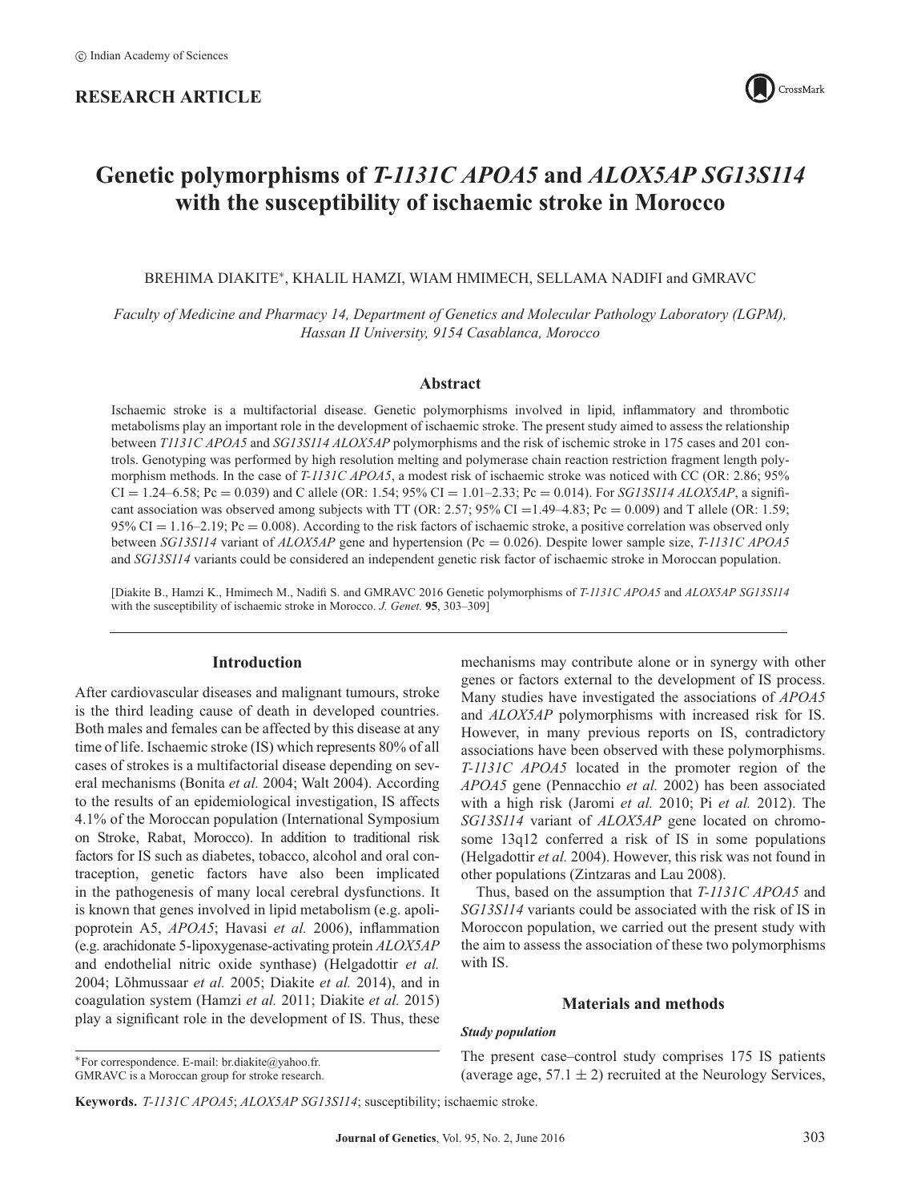© Indian Academy of Sciences

**RESEARCH ARTICLE**

# Genetic polymorphisms of *T-1131C APOA5* and *ALOX5AP SG13S114* with the susceptibility of ischaemic stroke in Morocco

BREHIMA DIAKITE*, KHALIL HAMZI, WIAM HMIMECH, SELLAMA NADIFI and GMRAVC

*Faculty of Medicine and Pharmacy 14, Department of Genetics and Molecular Pathology Laboratory (LGPM), Hassan II University, 9154 Casablanca, Morocco*

## Abstract

Ischaemic stroke is a multifactorial disease. Genetic polymorphisms involved in lipid, inflammatory and thrombotic metabolisms play an important role in the development of ischaemic stroke. The present study aimed to assess the relationship between *T1131C APOA5* and *SG13S114 ALOX5AP* polymorphisms and the risk of ischemic stroke in 175 cases and 201 controls. Genotyping was performed by high resolution melting and polymerase chain reaction restriction fragment length polymorphism methods. In the case of *T-1131C APOA5*, a modest risk of ischaemic stroke was noticed with CC (OR: 2.86; 95% CI = 1.24–6.58; Pc = 0.039) and C allele (OR: 1.54; 95% CI = 1.01–2.33; Pc = 0.014). For *SG13S114 ALOX5AP*, a significant association was observed among subjects with TT (OR: 2.57; 95% CI =1.49–4.83; Pc = 0.009) and T allele (OR: 1.59; 95% CI = 1.16–2.19; Pc = 0.008). According to the risk factors of ischaemic stroke, a positive correlation was observed only between *SG13S114* variant of *ALOX5AP* gene and hypertension (Pc = 0.026). Despite lower sample size, *T-1131C APOA5* and *SG13S114* variants could be considered an independent genetic risk factor of ischaemic stroke in Moroccan population.

[Diakite B., Hamzi K., Hmimech M., Nadifi S. and GMRAVC 2016 Genetic polymorphisms of *T-1131C APOA5* and *ALOX5AP SG13S114* with the susceptibility of ischaemic stroke in Morocco. *J. Genet.* **95**, 303–309]

## Introduction

After cardiovascular diseases and malignant tumours, stroke is the third leading cause of death in developed countries. Both males and females can be affected by this disease at any time of life. Ischaemic stroke (IS) which represents 80% of all cases of strokes is a multifactorial disease depending on several mechanisms (Bonita *et al.* 2004; Walt 2004). According to the results of an epidemiological investigation, IS affects 4.1% of the Moroccan population (International Symposium on Stroke, Rabat, Morocco). In addition to traditional risk factors for IS such as diabetes, tobacco, alcohol and oral contraception, genetic factors have also been implicated in the pathogenesis of many local cerebral dysfunctions. It is known that genes involved in lipid metabolism (e.g. apolipoprotein A5, *APOA5*; Havasi *et al.* 2006), inflammation (e.g. arachidonate 5-lipoxygenase-activating protein *ALOX5AP* and endothelial nitric oxide synthase) (Helgadottir *et al.* 2004; Lõhmussaar *et al.* 2005; Diakite *et al.* 2014), and in coagulation system (Hamzi *et al.* 2011; Diakite *et al.* 2015) play a significant role in the development of IS. Thus, these mechanisms may contribute alone or in synergy with other genes or factors external to the development of IS process. Many studies have investigated the associations of *APOA5* and *ALOX5AP* polymorphisms with increased risk for IS. However, in many previous reports on IS, contradictory associations have been observed with these polymorphisms. *T-1131C APOA5* located in the promoter region of the *APOA5* gene (Pennacchio *et al.* 2002) has been associated with a high risk (Jaromi *et al.* 2010; Pi *et al.* 2012). The *SG13S114* variant of *ALOX5AP* gene located on chromosome 13q12 conferred a risk of IS in some populations (Helgadottir *et al.* 2004). However, this risk was not found in other populations (Zintzaras and Lau 2008).

Thus, based on the assumption that *T-1131C APOA5* and *SG13S114* variants could be associated with the risk of IS in Moroccon population, we carried out the present study with the aim to assess the association of these two polymorphisms with IS.

## Materials and methods

### *Study population*

The present case–control study comprises 175 IS patients (average age, 57.1 ± 2) recruited at the Neurology Services,

*For correspondence. E-mail: br.diakite@yahoo.fr.
GMRAVC is a Moroccan group for stroke research.

**Keywords.** *T-1131C APOA5*; *ALOX5AP SG13S114*; susceptibility; ischaemic stroke.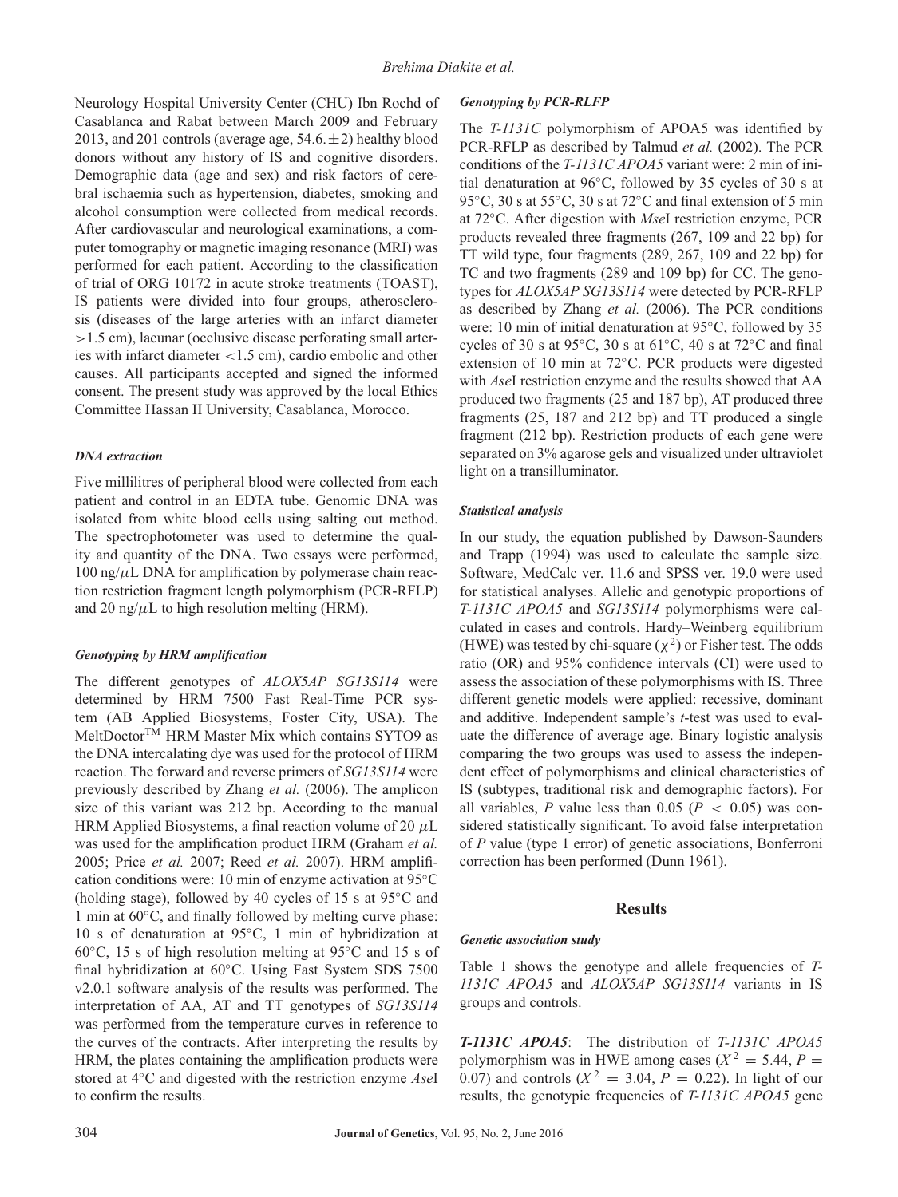Neurology Hospital University Center (CHU) Ibn Rochd of Casablanca and Rabat between March 2009 and February 2013, and 201 controls (average age, 54.6.±2) healthy blood donors without any history of IS and cognitive disorders. Demographic data (age and sex) and risk factors of cerebral ischaemia such as hypertension, diabetes, smoking and alcohol consumption were collected from medical records. After cardiovascular and neurological examinations, a computer tomography or magnetic imaging resonance (MRI) was performed for each patient. According to the classification of trial of ORG 10172 in acute stroke treatments (TOAST), IS patients were divided into four groups, atherosclerosis (diseases of the large arteries with an infarct diameter >1.5 cm), lacunar (occlusive disease perforating small arteries with infarct diameter <1.5 cm), cardio embolic and other causes. All participants accepted and signed the informed consent. The present study was approved by the local Ethics Committee Hassan II University, Casablanca, Morocco.

#### *DNA extraction*

Five millilitres of peripheral blood were collected from each patient and control in an EDTA tube. Genomic DNA was isolated from white blood cells using salting out method. The spectrophotometer was used to determine the quality and quantity of the DNA. Two essays were performed, 100 ng/$\mu$L DNA for amplification by polymerase chain reaction restriction fragment length polymorphism (PCR-RFLP) and 20 ng/$\mu$L to high resolution melting (HRM).

#### *Genotyping by HRM amplification*

The different genotypes of *ALOX5AP SG13S114* were determined by HRM 7500 Fast Real-Time PCR system (AB Applied Biosystems, Foster City, USA). The MeltDoctor™ HRM Master Mix which contains SYTO9 as the DNA intercalating dye was used for the protocol of HRM reaction. The forward and reverse primers of *SG13S114* were previously described by Zhang *et al.* (2006). The amplicon size of this variant was 212 bp. According to the manual HRM Applied Biosystems, a final reaction volume of 20 $\mu$L was used for the amplification product HRM (Graham *et al.* 2005; Price *et al.* 2007; Reed *et al.* 2007). HRM amplification conditions were: 10 min of enzyme activation at 95°C (holding stage), followed by 40 cycles of 15 s at 95°C and 1 min at 60°C, and finally followed by melting curve phase: 10 s of denaturation at 95°C, 1 min of hybridization at 60°C, 15 s of high resolution melting at 95°C and 15 s of final hybridization at 60°C. Using Fast System SDS 7500 v2.0.1 software analysis of the results was performed. The interpretation of AA, AT and TT genotypes of *SG13S114* was performed from the temperature curves in reference to the curves of the contracts. After interpreting the results by HRM, the plates containing the amplification products were stored at 4°C and digested with the restriction enzyme *Ase*I to confirm the results.

#### *Genotyping by PCR-RLFP*

The *T-1131C* polymorphism of APOA5 was identified by PCR-RFLP as described by Talmud *et al.* (2002). The PCR conditions of the *T-1131C APOA5* variant were: 2 min of initial denaturation at 96°C, followed by 35 cycles of 30 s at 95°C, 30 s at 55°C, 30 s at 72°C and final extension of 5 min at 72°C. After digestion with *Mse*I restriction enzyme, PCR products revealed three fragments (267, 109 and 22 bp) for TT wild type, four fragments (289, 267, 109 and 22 bp) for TC and two fragments (289 and 109 bp) for CC. The genotypes for *ALOX5AP SG13S114* were detected by PCR-RFLP as described by Zhang *et al.* (2006). The PCR conditions were: 10 min of initial denaturation at 95°C, followed by 35 cycles of 30 s at 95°C, 30 s at 61°C, 40 s at 72°C and final extension of 10 min at 72°C. PCR products were digested with *Ase*I restriction enzyme and the results showed that AA produced two fragments (25 and 187 bp), AT produced three fragments (25, 187 and 212 bp) and TT produced a single fragment (212 bp). Restriction products of each gene were separated on 3% agarose gels and visualized under ultraviolet light on a transilluminator.

#### *Statistical analysis*

In our study, the equation published by Dawson-Saunders and Trapp (1994) was used to calculate the sample size. Software, MedCalc ver. 11.6 and SPSS ver. 19.0 were used for statistical analyses. Allelic and genotypic proportions of *T-1131C APOA5* and *SG13S114* polymorphisms were calculated in cases and controls. Hardy–Weinberg equilibrium (HWE) was tested by chi-square ($\chi^2$) or Fisher test. The odds ratio (OR) and 95% confidence intervals (CI) were used to assess the association of these polymorphisms with IS. Three different genetic models were applied: recessive, dominant and additive. Independent sample's *t*-test was used to evaluate the difference of average age. Binary logistic analysis comparing the two groups was used to assess the independent effect of polymorphisms and clinical characteristics of IS (subtypes, traditional risk and demographic factors). For all variables, *P* value less than 0.05 ($P < 0.05$) was considered statistically significant. To avoid false interpretation of *P* value (type 1 error) of genetic associations, Bonferroni correction has been performed (Dunn 1961).

## Results

#### *Genetic association study*

Table 1 shows the genotype and allele frequencies of *T-1131C APOA5* and *ALOX5AP SG13S114* variants in IS groups and controls.

***T-1131C APOA5***: The distribution of *T-1131C APOA5* polymorphism was in HWE among cases ($X^2 = 5.44$, $P = 0.07$) and controls ($X^2 = 3.04$, $P = 0.22$). In light of our results, the genotypic frequencies of *T-1131C APOA5* gene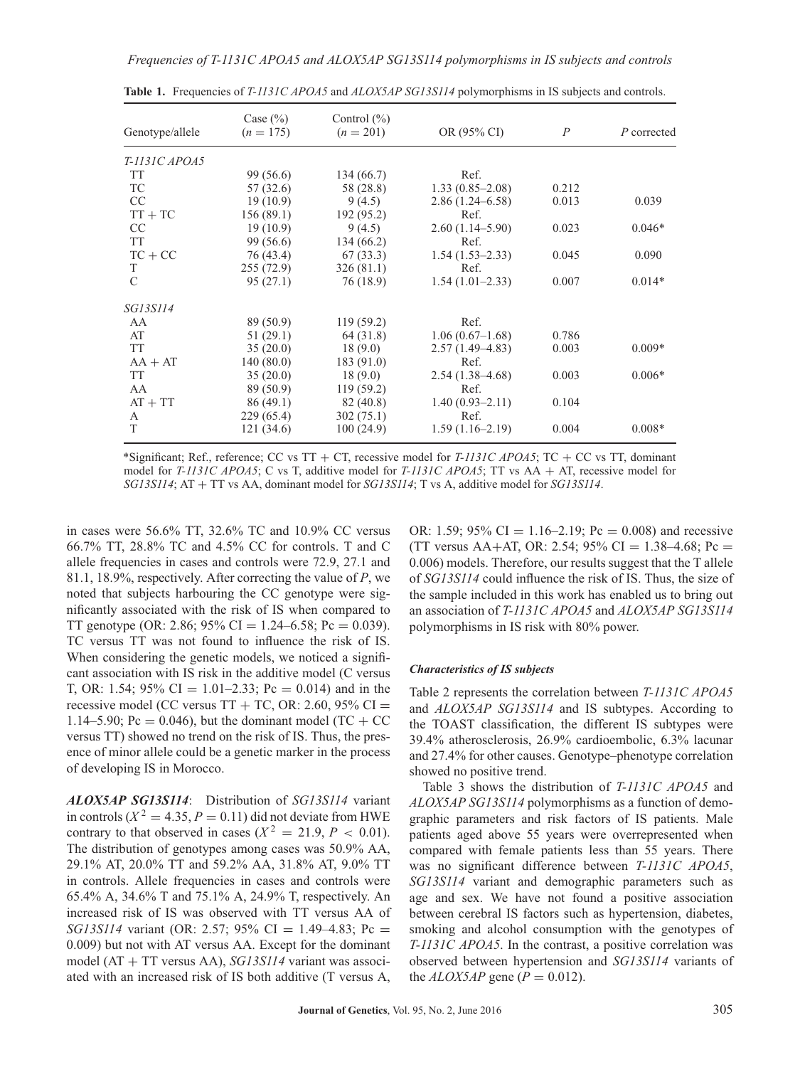*Frequencies of T-1131C APOA5 and ALOX5AP SG13S114 polymorphisms in IS subjects and controls*

**Table 1.** Frequencies of *T-1131C APOA5* and *ALOX5AP SG13S114* polymorphisms in IS subjects and controls.

| Genotype/allele | Case (%) ($n = 175$) | Control (%) ($n = 201$) | OR (95% CI) | $P$ | $P$ corrected |
|---|---|---|---|---|---|
| *T-1131C APOA5* | | | | | |
| TT | 99 (56.6) | 134 (66.7) | Ref. | | |
| TC | 57 (32.6) | 58 (28.8) | 1.33 (0.85–2.08) | 0.212 | |
| CC | 19 (10.9) | 9 (4.5) | 2.86 (1.24–6.58) | 0.013 | 0.039 |
| TT + TC | 156 (89.1) | 192 (95.2) | Ref. | | |
| CC | 19 (10.9) | 9 (4.5) | 2.60 (1.14–5.90) | 0.023 | 0.046* |
| TT | 99 (56.6) | 134 (66.2) | Ref. | | |
| TC + CC | 76 (43.4) | 67 (33.3) | 1.54 (1.53–2.33) | 0.045 | 0.090 |
| T | 255 (72.9) | 326 (81.1) | Ref. | | |
| C | 95 (27.1) | 76 (18.9) | 1.54 (1.01–2.33) | 0.007 | 0.014* |
| *SG13S114* | | | | | |
| AA | 89 (50.9) | 119 (59.2) | Ref. | | |
| AT | 51 (29.1) | 64 (31.8) | 1.06 (0.67–1.68) | 0.786 | |
| TT | 35 (20.0) | 18 (9.0) | 2.57 (1.49–4.83) | 0.003 | 0.009* |
| AA + AT | 140 (80.0) | 183 (91.0) | Ref. | | |
| TT | 35 (20.0) | 18 (9.0) | 2.54 (1.38–4.68) | 0.003 | 0.006* |
| AA | 89 (50.9) | 119 (59.2) | Ref. | | |
| AT + TT | 86 (49.1) | 82 (40.8) | 1.40 (0.93–2.11) | 0.104 | |
| A | 229 (65.4) | 302 (75.1) | Ref. | | |
| T | 121 (34.6) | 100 (24.9) | 1.59 (1.16–2.19) | 0.004 | 0.008* |

*Significant; Ref., reference; CC vs TT + CT, recessive model for *T-1131C APOA5*; TC + CC vs TT, dominant model for *T-1131C APOA5*; C vs T, additive model for *T-1131C APOA5*; TT vs AA + AT, recessive model for *SG13S114*; AT + TT vs AA, dominant model for *SG13S114*; T vs A, additive model for *SG13S114*.

in cases were 56.6% TT, 32.6% TC and 10.9% CC versus 66.7% TT, 28.8% TC and 4.5% CC for controls. T and C allele frequencies in cases and controls were 72.9, 27.1 and 81.1, 18.9%, respectively. After correcting the value of $P$, we noted that subjects harbouring the CC genotype were significantly associated with the risk of IS when compared to TT genotype (OR: 2.86; 95% CI = 1.24–6.58; Pc = 0.039). TC versus TT was not found to influence the risk of IS. When considering the genetic models, we noticed a significant association with IS risk in the additive model (C versus T, OR: 1.54; 95% CI = 1.01–2.33; Pc = 0.014) and in the recessive model (CC versus TT + TC, OR: 2.60, 95% CI = 1.14–5.90; Pc = 0.046), but the dominant model (TC + CC versus TT) showed no trend on the risk of IS. Thus, the presence of minor allele could be a genetic marker in the process of developing IS in Morocco.

***ALOX5AP SG13S114***: Distribution of *SG13S114* variant in controls ($X^2 = 4.35$, $P = 0.11$) did not deviate from HWE contrary to that observed in cases ($X^2 = 21.9$, $P < 0.01$). The distribution of genotypes among cases was 50.9% AA, 29.1% AT, 20.0% TT and 59.2% AA, 31.8% AT, 9.0% TT in controls. Allele frequencies in cases and controls were 65.4% A, 34.6% T and 75.1% A, 24.9% T, respectively. An increased risk of IS was observed with TT versus AA of *SG13S114* variant (OR: 2.57; 95% CI = 1.49–4.83; Pc = 0.009) but not with AT versus AA. Except for the dominant model (AT + TT versus AA), *SG13S114* variant was associated with an increased risk of IS both additive (T versus A, OR: 1.59; 95% CI = 1.16–2.19; Pc = 0.008) and recessive (TT versus AA+AT, OR: 2.54; 95% CI = 1.38–4.68; Pc = 0.006) models. Therefore, our results suggest that the T allele of *SG13S114* could influence the risk of IS. Thus, the size of the sample included in this work has enabled us to bring out an association of *T-1131C APOA5* and *ALOX5AP SG13S114* polymorphisms in IS risk with 80% power.

### *Characteristics of IS subjects*

Table 2 represents the correlation between *T-1131C APOA5* and *ALOX5AP SG13S114* and IS subtypes. According to the TOAST classification, the different IS subtypes were 39.4% atherosclerosis, 26.9% cardioembolic, 6.3% lacunar and 27.4% for other causes. Genotype–phenotype correlation showed no positive trend.

Table 3 shows the distribution of *T-1131C APOA5* and *ALOX5AP SG13S114* polymorphisms as a function of demographic parameters and risk factors of IS patients. Male patients aged above 55 years were overrepresented when compared with female patients less than 55 years. There was no significant difference between *T-1131C APOA5*, *SG13S114* variant and demographic parameters such as age and sex. We have not found a positive association between cerebral IS factors such as hypertension, diabetes, smoking and alcohol consumption with the genotypes of *T-1131C APOA5*. In the contrast, a positive correlation was observed between hypertension and *SG13S114* variants of the *ALOX5AP* gene ($P = 0.012$).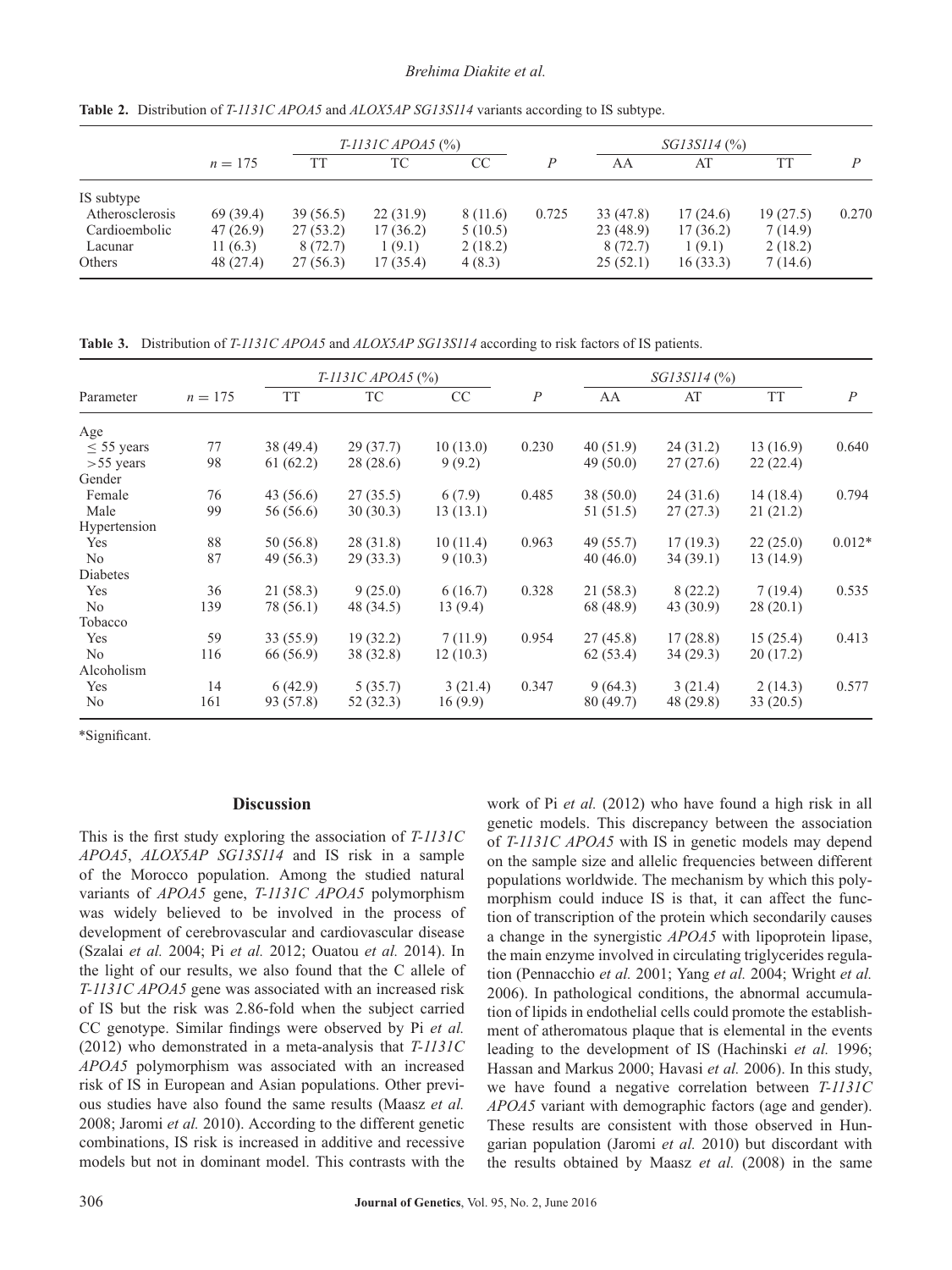**Table 2.** Distribution of *T-1131C APOA5* and *ALOX5AP SG13S114* variants according to IS subtype.

| | $n = 175$ | *T-1131C APOA5* (%) | | | $P$ | *SG13S114* (%) | | | $P$ |
|---|---|---|---|---|---|---|---|---|---|
| | | TT | TC | CC | | AA | AT | TT | |
| IS subtype | | | | | | | | | |
| Atherosclerosis | 69 (39.4) | 39 (56.5) | 22 (31.9) | 8 (11.6) | 0.725 | 33 (47.8) | 17 (24.6) | 19 (27.5) | 0.270 |
| Cardioembolic | 47 (26.9) | 27 (53.2) | 17 (36.2) | 5 (10.5) | | 23 (48.9) | 17 (36.2) | 7 (14.9) | |
| Lacunar | 11 (6.3) | 8 (72.7) | 1 (9.1) | 2 (18.2) | | 8 (72.7) | 1 (9.1) | 2 (18.2) | |
| Others | 48 (27.4) | 27 (56.3) | 17 (35.4) | 4 (8.3) | | 25 (52.1) | 16 (33.3) | 7 (14.6) | |

**Table 3.** Distribution of *T-1131C APOA5* and *ALOX5AP SG13S114* according to risk factors of IS patients.

| Parameter | $n = 175$ | *T-1131C APOA5* (%) | | | $P$ | *SG13S114* (%) | | | $P$ |
|---|---|---|---|---|---|---|---|---|---|
| | | TT | TC | CC | | AA | AT | TT | |
| Age | | | | | | | | | |
| ≤ 55 years | 77 | 38 (49.4) | 29 (37.7) | 10 (13.0) | 0.230 | 40 (51.9) | 24 (31.2) | 13 (16.9) | 0.640 |
| >55 years | 98 | 61 (62.2) | 28 (28.6) | 9 (9.2) | | 49 (50.0) | 27 (27.6) | 22 (22.4) | |
| Gender | | | | | | | | | |
| Female | 76 | 43 (56.6) | 27 (35.5) | 6 (7.9) | 0.485 | 38 (50.0) | 24 (31.6) | 14 (18.4) | 0.794 |
| Male | 99 | 56 (56.6) | 30 (30.3) | 13 (13.1) | | 51 (51.5) | 27 (27.3) | 21 (21.2) | |
| Hypertension | | | | | | | | | |
| Yes | 88 | 50 (56.8) | 28 (31.8) | 10 (11.4) | 0.963 | 49 (55.7) | 17 (19.3) | 22 (25.0) | 0.012* |
| No | 87 | 49 (56.3) | 29 (33.3) | 9 (10.3) | | 40 (46.0) | 34 (39.1) | 13 (14.9) | |
| Diabetes | | | | | | | | | |
| Yes | 36 | 21 (58.3) | 9 (25.0) | 6 (16.7) | 0.328 | 21 (58.3) | 8 (22.2) | 7 (19.4) | 0.535 |
| No | 139 | 78 (56.1) | 48 (34.5) | 13 (9.4) | | 68 (48.9) | 43 (30.9) | 28 (20.1) | |
| Tobacco | | | | | | | | | |
| Yes | 59 | 33 (55.9) | 19 (32.2) | 7 (11.9) | 0.954 | 27 (45.8) | 17 (28.8) | 15 (25.4) | 0.413 |
| No | 116 | 66 (56.9) | 38 (32.8) | 12 (10.3) | | 62 (53.4) | 34 (29.3) | 20 (17.2) | |
| Alcoholism | | | | | | | | | |
| Yes | 14 | 6 (42.9) | 5 (35.7) | 3 (21.4) | 0.347 | 9 (64.3) | 3 (21.4) | 2 (14.3) | 0.577 |
| No | 161 | 93 (57.8) | 52 (32.3) | 16 (9.9) | | 80 (49.7) | 48 (29.8) | 33 (20.5) | |

*Significant.

## Discussion

This is the first study exploring the association of *T-1131C APOA5*, *ALOX5AP SG13S114* and IS risk in a sample of the Morocco population. Among the studied natural variants of *APOA5* gene, *T-1131C APOA5* polymorphism was widely believed to be involved in the process of development of cerebrovascular and cardiovascular disease (Szalai *et al.* 2004; Pi *et al.* 2012; Ouatou *et al.* 2014). In the light of our results, we also found that the C allele of *T-1131C APOA5* gene was associated with an increased risk of IS but the risk was 2.86-fold when the subject carried CC genotype. Similar findings were observed by Pi *et al.* (2012) who demonstrated in a meta-analysis that *T-1131C APOA5* polymorphism was associated with an increased risk of IS in European and Asian populations. Other previous studies have also found the same results (Maasz *et al.* 2008; Jaromi *et al.* 2010). According to the different genetic combinations, IS risk is increased in additive and recessive models but not in dominant model. This contrasts with the work of Pi *et al.* (2012) who have found a high risk in all genetic models. This discrepancy between the association of *T-1131C APOA5* with IS in genetic models may depend on the sample size and allelic frequencies between different populations worldwide. The mechanism by which this polymorphism could induce IS is that, it can affect the function of transcription of the protein which secondarily causes a change in the synergistic *APOA5* with lipoprotein lipase, the main enzyme involved in circulating triglycerides regulation (Pennacchio *et al.* 2001; Yang *et al.* 2004; Wright *et al.* 2006). In pathological conditions, the abnormal accumulation of lipids in endothelial cells could promote the establishment of atheromatous plaque that is elemental in the events leading to the development of IS (Hachinski *et al.* 1996; Hassan and Markus 2000; Havasi *et al.* 2006). In this study, we have found a negative correlation between *T-1131C APOA5* variant with demographic factors (age and gender). These results are consistent with those observed in Hungarian population (Jaromi *et al.* 2010) but discordant with the results obtained by Maasz *et al.* (2008) in the same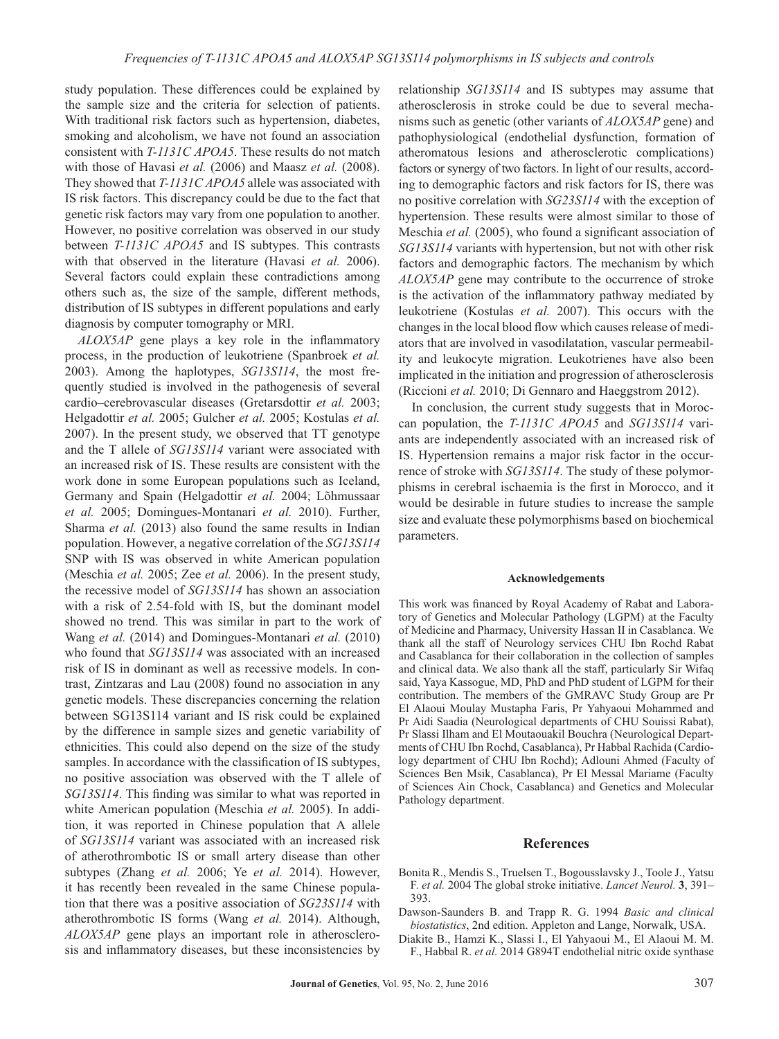study population. These differences could be explained by the sample size and the criteria for selection of patients. With traditional risk factors such as hypertension, diabetes, smoking and alcoholism, we have not found an association consistent with *T-1131C APOA5*. These results do not match with those of Havasi *et al.* (2006) and Maasz *et al.* (2008). They showed that *T-1131C APOA5* allele was associated with IS risk factors. This discrepancy could be due to the fact that genetic risk factors may vary from one population to another. However, no positive correlation was observed in our study between *T-1131C APOA5* and IS subtypes. This contrasts with that observed in the literature (Havasi *et al.* 2006). Several factors could explain these contradictions among others such as, the size of the sample, different methods, distribution of IS subtypes in different populations and early diagnosis by computer tomography or MRI.

*ALOX5AP* gene plays a key role in the inflammatory process, in the production of leukotriene (Spanbroek *et al.* 2003). Among the haplotypes, *SG13S114*, the most frequently studied is involved in the pathogenesis of several cardio–cerebrovascular diseases (Gretarsdottir *et al.* 2003; Helgadottir *et al.* 2005; Gulcher *et al.* 2005; Kostulas *et al.* 2007). In the present study, we observed that TT genotype and the T allele of *SG13S114* variant were associated with an increased risk of IS. These results are consistent with the work done in some European populations such as Iceland, Germany and Spain (Helgadottir *et al.* 2004; Lõhmussaar *et al.* 2005; Domingues-Montanari *et al.* 2010). Further, Sharma *et al.* (2013) also found the same results in Indian population. However, a negative correlation of the *SG13S114* SNP with IS was observed in white American population (Meschia *et al.* 2005; Zee *et al.* 2006). In the present study, the recessive model of *SG13S114* has shown an association with a risk of 2.54-fold with IS, but the dominant model showed no trend. This was similar in part to the work of Wang *et al.* (2014) and Domingues-Montanari *et al.* (2010) who found that *SG13S114* was associated with an increased risk of IS in dominant as well as recessive models. In contrast, Zintzaras and Lau (2008) found no association in any genetic models. These discrepancies concerning the relation between SG13S114 variant and IS risk could be explained by the difference in sample sizes and genetic variability of ethnicities. This could also depend on the size of the study samples. In accordance with the classification of IS subtypes, no positive association was observed with the T allele of *SG13S114*. This finding was similar to what was reported in white American population (Meschia *et al.* 2005). In addition, it was reported in Chinese population that A allele of *SG13S114* variant was associated with an increased risk of atherothrombotic IS or small artery disease than other subtypes (Zhang *et al.* 2006; Ye *et al.* 2014). However, it has recently been revealed in the same Chinese population that there was a positive association of *SG23S114* with atherothrombotic IS forms (Wang *et al.* 2014). Although, *ALOX5AP* gene plays an important role in atherosclerosis and inflammatory diseases, but these inconsistencies by relationship *SG13S114* and IS subtypes may assume that atherosclerosis in stroke could be due to several mechanisms such as genetic (other variants of *ALOX5AP* gene) and pathophysiological (endothelial dysfunction, formation of atheromatous lesions and atherosclerotic complications) factors or synergy of two factors. In light of our results, according to demographic factors and risk factors for IS, there was no positive correlation with *SG23S114* with the exception of hypertension. These results were almost similar to those of Meschia *et al.* (2005), who found a significant association of *SG13S114* variants with hypertension, but not with other risk factors and demographic factors. The mechanism by which *ALOX5AP* gene may contribute to the occurrence of stroke is the activation of the inflammatory pathway mediated by leukotriene (Kostulas *et al.* 2007). This occurs with the changes in the local blood flow which causes release of mediators that are involved in vasodilatation, vascular permeability and leukocyte migration. Leukotrienes have also been implicated in the initiation and progression of atherosclerosis (Riccioni *et al.* 2010; Di Gennaro and Haeggstrom 2012).

In conclusion, the current study suggests that in Moroccan population, the *T-1131C APOA5* and *SG13S114* variants are independently associated with an increased risk of IS. Hypertension remains a major risk factor in the occurrence of stroke with *SG13S114*. The study of these polymorphisms in cerebral ischaemia is the first in Morocco, and it would be desirable in future studies to increase the sample size and evaluate these polymorphisms based on biochemical parameters.

#### Acknowledgements

This work was financed by Royal Academy of Rabat and Laboratory of Genetics and Molecular Pathology (LGPM) at the Faculty of Medicine and Pharmacy, University Hassan II in Casablanca. We thank all the staff of Neurology services CHU Ibn Rochd Rabat and Casablanca for their collaboration in the collection of samples and clinical data. We also thank all the staff, particularly Sir Wifaq said, Yaya Kassogue, MD, PhD and PhD student of LGPM for their contribution. The members of the GMRAVC Study Group are Pr El Alaoui Moulay Mustapha Faris, Pr Yahyaoui Mohammed and Pr Aidi Saadia (Neurological departments of CHU Souissi Rabat), Pr Slassi Ilham and El Moutaouakil Bouchra (Neurological Departments of CHU Ibn Rochd, Casablanca), Pr Habbal Rachida (Cardiology department of CHU Ibn Rochd); Adlouni Ahmed (Faculty of Sciences Ben Msik, Casablanca), Pr El Messal Mariame (Faculty of Sciences Ain Chock, Casablanca) and Genetics and Molecular Pathology department.

## References

Bonita R., Mendis S., Truelsen T., Bogousslavsky J., Toole J., Yatsu F. *et al.* 2004 The global stroke initiative. *Lancet Neurol.* **3**, 391–393.

Dawson-Saunders B. and Trapp R. G. 1994 *Basic and clinical biostatistics*, 2nd edition. Appleton and Lange, Norwalk, USA.

Diakite B., Hamzi K., Slassi I., El Yahyaoui M., El Alaoui M. M. F., Habbal R. *et al.* 2014 G894T endothelial nitric oxide synthase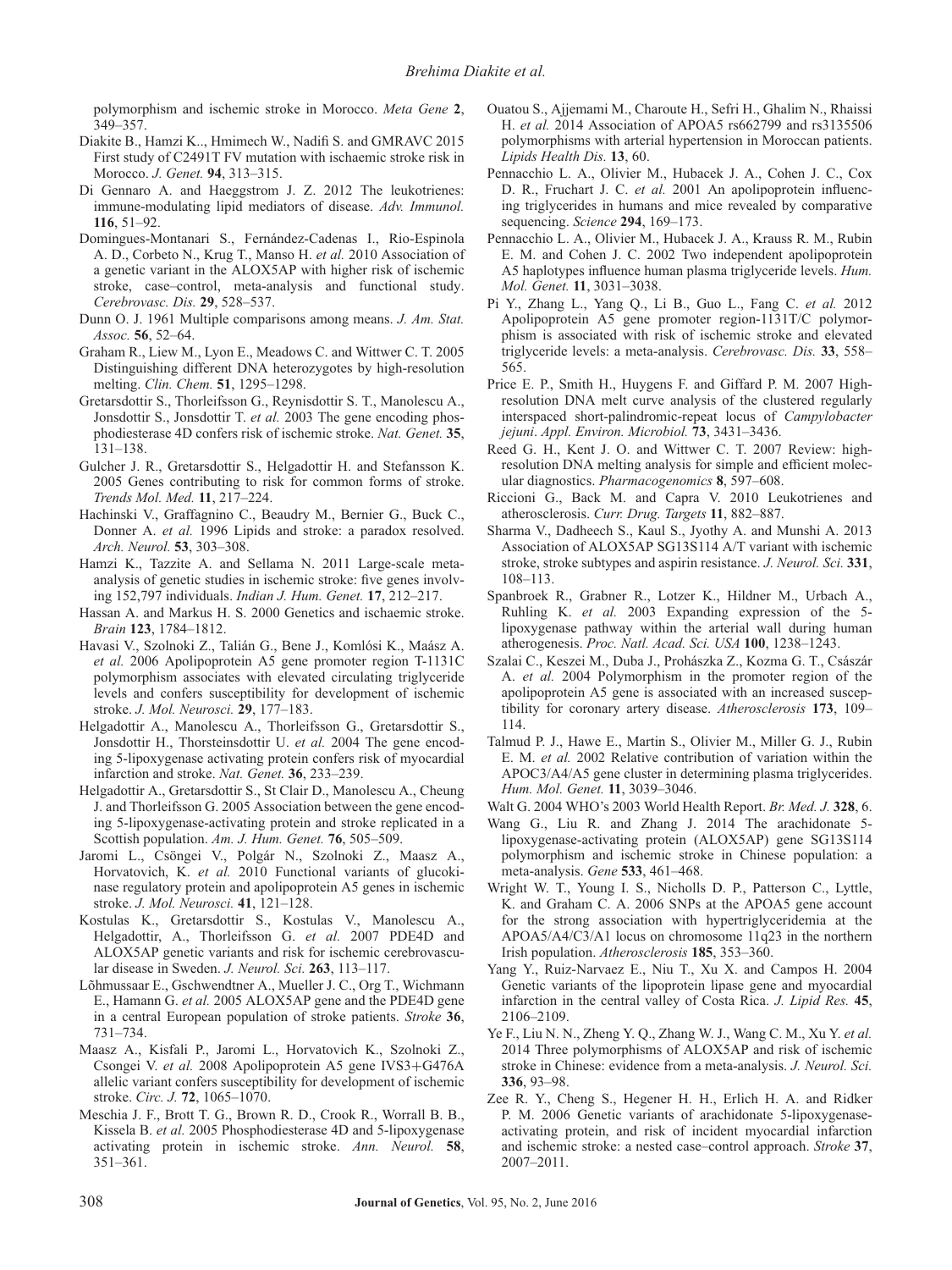polymorphism and ischemic stroke in Morocco. *Meta Gene* **2**, 349–357.

Diakite B., Hamzi K.., Hmimech W., Nadifi S. and GMRAVC 2015 First study of C2491T FV mutation with ischaemic stroke risk in Morocco. *J. Genet.* **94**, 313–315.

Di Gennaro A. and Haeggstrom J. Z. 2012 The leukotrienes: immune-modulating lipid mediators of disease. *Adv. Immunol.* **116**, 51–92.

Domingues-Montanari S., Fernández-Cadenas I., Rio-Espinola A. D., Corbeto N., Krug T., Manso H. *et al.* 2010 Association of a genetic variant in the ALOX5AP with higher risk of ischemic stroke, case–control, meta-analysis and functional study. *Cerebrovasc. Dis.* **29**, 528–537.

Dunn O. J. 1961 Multiple comparisons among means. *J. Am. Stat. Assoc.* **56**, 52–64.

Graham R., Liew M., Lyon E., Meadows C. and Wittwer C. T. 2005 Distinguishing different DNA heterozygotes by high-resolution melting. *Clin. Chem.* **51**, 1295–1298.

Gretarsdottir S., Thorleifsson G., Reynisdottir S. T., Manolescu A., Jonsdottir S., Jonsdottir T. *et al.* 2003 The gene encoding phosphodiesterase 4D confers risk of ischemic stroke. *Nat. Genet.* **35**, 131–138.

Gulcher J. R., Gretarsdottir S., Helgadottir H. and Stefansson K. 2005 Genes contributing to risk for common forms of stroke. *Trends Mol. Med.* **11**, 217–224.

Hachinski V., Graffagnino C., Beaudry M., Bernier G., Buck C., Donner A. *et al.* 1996 Lipids and stroke: a paradox resolved. *Arch. Neurol.* **53**, 303–308.

Hamzi K., Tazzite A. and Sellama N. 2011 Large-scale meta-analysis of genetic studies in ischemic stroke: five genes involving 152,797 individuals. *Indian J. Hum. Genet.* **17**, 212–217.

Hassan A. and Markus H. S. 2000 Genetics and ischaemic stroke. *Brain* **123**, 1784–1812.

Havasi V., Szolnoki Z., Talián G., Bene J., Komlósi K., Maász A. *et al.* 2006 Apolipoprotein A5 gene promoter region T-1131C polymorphism associates with elevated circulating triglyceride levels and confers susceptibility for development of ischemic stroke. *J. Mol. Neurosci.* **29**, 177–183.

Helgadottir A., Manolescu A., Thorleifsson G., Gretarsdottir S., Jonsdottir H., Thorsteinsdottir U. *et al.* 2004 The gene encoding 5-lipoxygenase activating protein confers risk of myocardial infarction and stroke. *Nat. Genet.* **36**, 233–239.

Helgadottir A., Gretarsdottir S., St Clair D., Manolescu A., Cheung J. and Thorleifsson G. 2005 Association between the gene encoding 5-lipoxygenase-activating protein and stroke replicated in a Scottish population. *Am. J. Hum. Genet.* **76**, 505–509.

Jaromi L., Csöngei V., Polgár N., Szolnoki Z., Maasz A., Horvatovich, K. *et al.* 2010 Functional variants of glucokinase regulatory protein and apolipoprotein A5 genes in ischemic stroke. *J. Mol. Neurosci.* **41**, 121–128.

Kostulas K., Gretarsdottir S., Kostulas V., Manolescu A., Helgadottir, A., Thorleifsson G. *et al.* 2007 PDE4D and ALOX5AP genetic variants and risk for ischemic cerebrovascular disease in Sweden. *J. Neurol. Sci.* **263**, 113–117.

Lõhmussaar E., Gschwendtner A., Mueller J. C., Org T., Wichmann E., Hamann G. *et al.* 2005 ALOX5AP gene and the PDE4D gene in a central European population of stroke patients. *Stroke* **36**, 731–734.

Maasz A., Kisfali P., Jaromi L., Horvatovich K., Szolnoki Z., Csongei V. *et al.* 2008 Apolipoprotein A5 gene IVS3+G476A allelic variant confers susceptibility for development of ischemic stroke. *Circ. J.* **72**, 1065–1070.

Meschia J. F., Brott T. G., Brown R. D., Crook R., Worrall B. B., Kissela B. *et al.* 2005 Phosphodiesterase 4D and 5-lipoxygenase activating protein in ischemic stroke. *Ann. Neurol.* **58**, 351–361.

Ouatou S., Ajjemami M., Charoute H., Sefri H., Ghalim N., Rhaissi H. *et al.* 2014 Association of APOA5 rs662799 and rs3135506 polymorphisms with arterial hypertension in Moroccan patients. *Lipids Health Dis.* **13**, 60.

Pennacchio L. A., Olivier M., Hubacek J. A., Cohen J. C., Cox D. R., Fruchart J. C. *et al.* 2001 An apolipoprotein influencing triglycerides in humans and mice revealed by comparative sequencing. *Science* **294**, 169–173.

Pennacchio L. A., Olivier M., Hubacek J. A., Krauss R. M., Rubin E. M. and Cohen J. C. 2002 Two independent apolipoprotein A5 haplotypes influence human plasma triglyceride levels. *Hum. Mol. Genet.* **11**, 3031–3038.

Pi Y., Zhang L., Yang Q., Li B., Guo L., Fang C. *et al.* 2012 Apolipoprotein A5 gene promoter region-1131T/C polymorphism is associated with risk of ischemic stroke and elevated triglyceride levels: a meta-analysis. *Cerebrovasc. Dis.* **33**, 558–565.

Price E. P., Smith H., Huygens F. and Giffard P. M. 2007 High-resolution DNA melt curve analysis of the clustered regularly interspaced short-palindromic-repeat locus of *Campylobacter jejuni*. *Appl. Environ. Microbiol.* **73**, 3431–3436.

Reed G. H., Kent J. O. and Wittwer C. T. 2007 Review: high-resolution DNA melting analysis for simple and efficient molecular diagnostics. *Pharmacogenomics* **8**, 597–608.

Riccioni G., Back M. and Capra V. 2010 Leukotrienes and atherosclerosis. *Curr. Drug. Targets* **11**, 882–887.

Sharma V., Dadheech S., Kaul S., Jyothy A. and Munshi A. 2013 Association of ALOX5AP SG13S114 A/T variant with ischemic stroke, stroke subtypes and aspirin resistance. *J. Neurol. Sci.* **331**, 108–113.

Spanbroek R., Grabner R., Lotzer K., Hildner M., Urbach A., Ruhling K. *et al.* 2003 Expanding expression of the 5-lipoxygenase pathway within the arterial wall during human atherogenesis. *Proc. Natl. Acad. Sci. USA* **100**, 1238–1243.

Szalai C., Keszei M., Duba J., Prohászka Z., Kozma G. T., Császár A. *et al.* 2004 Polymorphism in the promoter region of the apolipoprotein A5 gene is associated with an increased susceptibility for coronary artery disease. *Atherosclerosis* **173**, 109–114.

Talmud P. J., Hawe E., Martin S., Olivier M., Miller G. J., Rubin E. M. *et al.* 2002 Relative contribution of variation within the APOC3/A4/A5 gene cluster in determining plasma triglycerides. *Hum. Mol. Genet.* **11**, 3039–3046.

Walt G. 2004 WHO's 2003 World Health Report. *Br. Med. J.* **328**, 6.

Wang G., Liu R. and Zhang J. 2014 The arachidonate 5-lipoxygenase-activating protein (ALOX5AP) gene SG13S114 polymorphism and ischemic stroke in Chinese population: a meta-analysis. *Gene* **533**, 461–468.

Wright W. T., Young I. S., Nicholls D. P., Patterson C., Lyttle, K. and Graham C. A. 2006 SNPs at the APOA5 gene account for the strong association with hypertriglyceridemia at the APOA5/A4/C3/A1 locus on chromosome 11q23 in the northern Irish population. *Atherosclerosis* **185**, 353–360.

Yang Y., Ruiz-Narvaez E., Niu T., Xu X. and Campos H. 2004 Genetic variants of the lipoprotein lipase gene and myocardial infarction in the central valley of Costa Rica. *J. Lipid Res.* **45**, 2106–2109.

Ye F., Liu N. N., Zheng Y. Q., Zhang W. J., Wang C. M., Xu Y. *et al.* 2014 Three polymorphisms of ALOX5AP and risk of ischemic stroke in Chinese: evidence from a meta-analysis. *J. Neurol. Sci.* **336**, 93–98.

Zee R. Y., Cheng S., Hegener H. H., Erlich H. A. and Ridker P. M. 2006 Genetic variants of arachidonate 5-lipoxygenase-activating protein, and risk of incident myocardial infarction and ischemic stroke: a nested case–control approach. *Stroke* **37**, 2007–2011.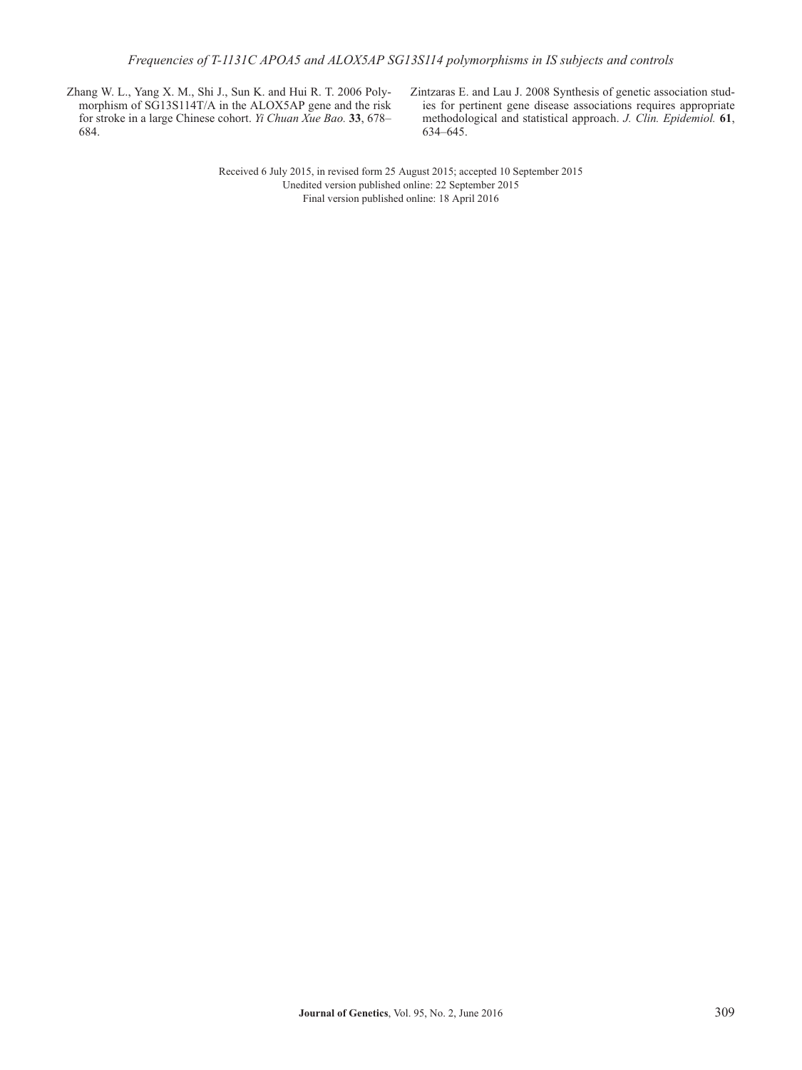Zhang W. L., Yang X. M., Shi J., Sun K. and Hui R. T. 2006 Polymorphism of SG13S114T/A in the ALOX5AP gene and the risk for stroke in a large Chinese cohort. *Yi Chuan Xue Bao.* **33**, 678–684.

Zintzaras E. and Lau J. 2008 Synthesis of genetic association studies for pertinent gene disease associations requires appropriate methodological and statistical approach. *J. Clin. Epidemiol.* **61**, 634–645.

Received 6 July 2015, in revised form 25 August 2015; accepted 10 September 2015
Unedited version published online: 22 September 2015
Final version published online: 18 April 2016